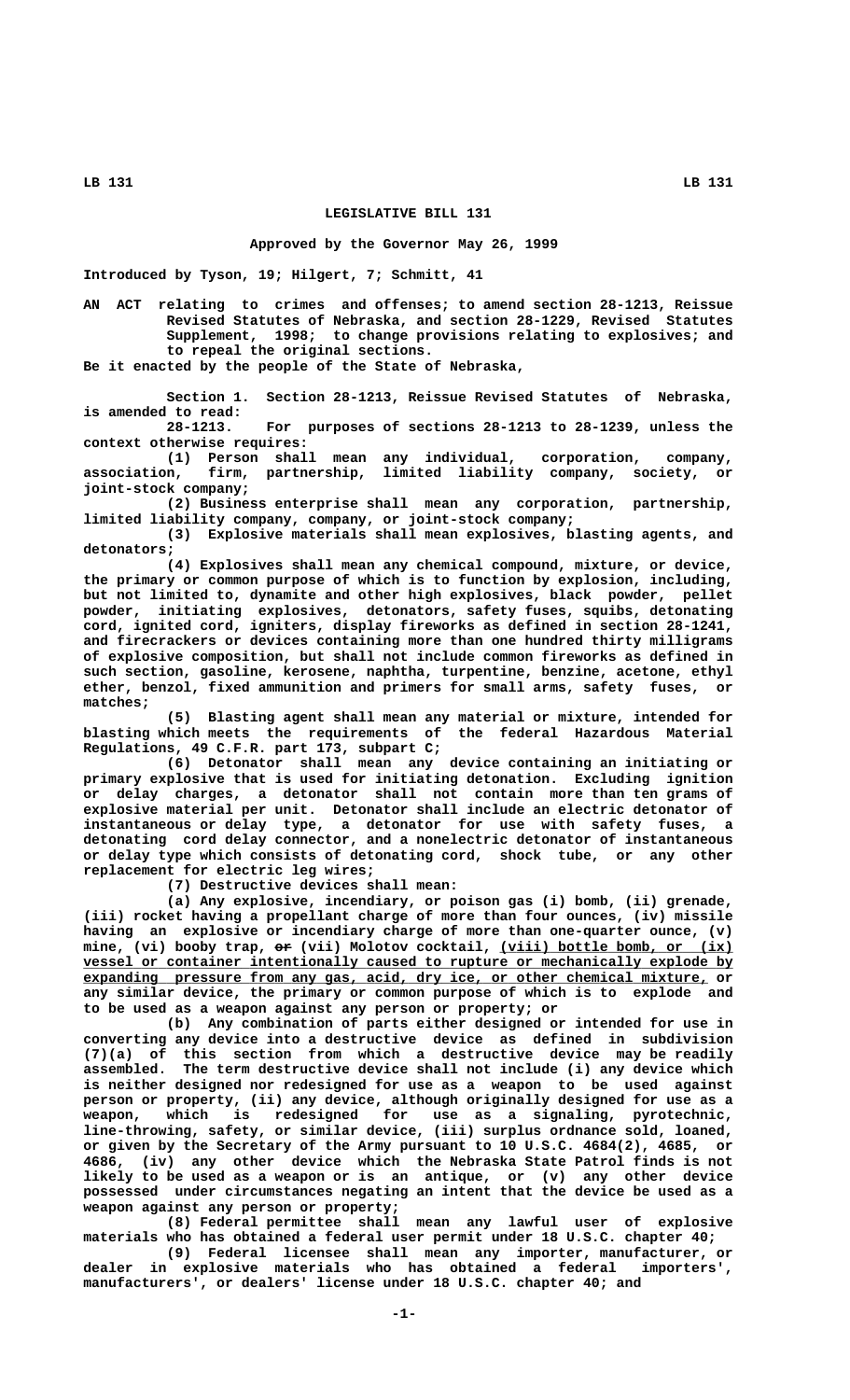# LEGISLATIVE BILL 131

**Approved by the Governor May 26, 1999**

Introduced by Tyson, 19; Hilgert, 7; Schmitt, 41

AN ACT relating to crimes and offenses; to amend section 28-1213, Reissue Revised Statutes of Nebraska, and section 28-1229, Revised Statutes Supplement, 1998; to change provisions relating to explosives; and to repeal the original sections.

Be it enacted by the people of the State of Nebraska,

Section 1. Section 28-1213, Reissue Revised Statutes of Nebraska, is amended to read:

28-1213. For purposes of sections 28-1213 to 28-1239, unless the context otherwise requires:

(1) Person shall mean any individual, corporation, company, association, firm, partnership, limited liability company, society, or joint-stock company;

(2) Business enterprise shall mean any corporation, partnership, limited liability company, company, or joint-stock company;

(3) Explosive materials shall mean explosives, blasting agents, and detonators;

(4) Explosives shall mean any chemical compound, mixture, or device, the primary or common purpose of which is to function by explosion, including, but not limited to, dynamite and other high explosives, black powder, pellet powder, initiating explosives, detonators, safety fuses, squibs, detonating cord, ignited cord, igniters, display fireworks as defined in section 28-1241, and firecrackers or devices containing more than one hundred thirty milligrams of explosive composition, but shall not include common fireworks as defined in such section, gasoline, kerosene, naphtha, turpentine, benzine, acetone, ethyl ether, benzol, fixed ammunition and primers for small arms, safety fuses, or matches;

(5) Blasting agent shall mean any material or mixture, intended for blasting which meets the requirements of the federal Hazardous Material Regulations, 49 C.F.R. part 173, subpart C;

(6) Detonator shall mean any device containing an initiating or primary explosive that is used for initiating detonation. Excluding ignition or delay charges, a detonator shall not contain more than ten grams of explosive material per unit. Detonator shall include an electric detonator of instantaneous or delay type, a detonator for use with safety fuses, a detonating cord delay connector, and a nonelectric detonator of instantaneous or delay type which consists of detonating cord, shock tube, or any other replacement for electric leg wires;

(7) Destructive devices shall mean:

(a) Any explosive, incendiary, or poison gas (i) bomb, (ii) grenade, (iii) rocket having a propellant charge of more than four ounces, (iv) missile having an explosive or incendiary charge of more than one-quarter ounce, (v) mine, (vi) booby trap, ~~or~~ (vii) Molotov cocktail, <u>(viii) bottle bomb, or (ix) vessel or container intentionally caused to rupture or mechanically explode by expanding pressure from any gas, acid, dry ice, or other chemical mixture,</u> or any similar device, the primary or common purpose of which is to explode and to be used as a weapon against any person or property; or

(b) Any combination of parts either designed or intended for use in converting any device into a destructive device as defined in subdivision (7)(a) of this section from which a destructive device may be readily assembled. The term destructive device shall not include (i) any device which is neither designed nor redesigned for use as a weapon to be used against person or property, (ii) any device, although originally designed for use as a weapon, which is redesigned for use as a signaling, pyrotechnic, line-throwing, safety, or similar device, (iii) surplus ordnance sold, loaned, or given by the Secretary of the Army pursuant to 10 U.S.C. 4684(2), 4685, or 4686, (iv) any other device which the Nebraska State Patrol finds is not likely to be used as a weapon or is an antique, or (v) any other device possessed under circumstances negating an intent that the device be used as a weapon against any person or property;

(8) Federal permittee shall mean any lawful user of explosive materials who has obtained a federal user permit under 18 U.S.C. chapter 40;

(9) Federal licensee shall mean any importer, manufacturer, or dealer in explosive materials who has obtained a federal importers', manufacturers', or dealers' license under 18 U.S.C. chapter 40; and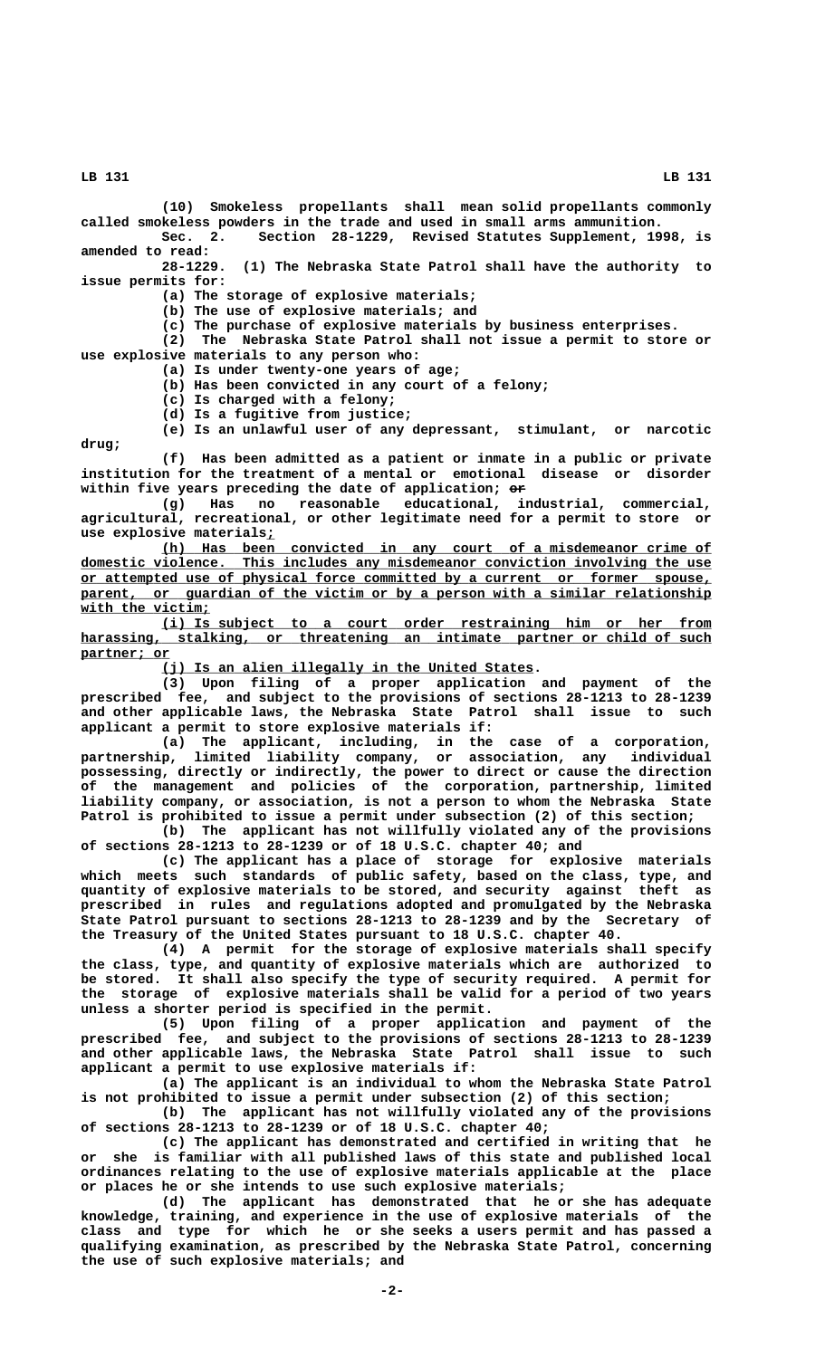(10) Smokeless propellants shall mean solid propellants commonly called smokeless powders in the trade and used in small arms ammunition.

Sec. 2. Section 28-1229, Revised Statutes Supplement, 1998, is amended to read:

28-1229. (1) The Nebraska State Patrol shall have the authority to issue permits for:

(a) The storage of explosive materials;

(b) The use of explosive materials; and

(c) The purchase of explosive materials by business enterprises.

(2) The Nebraska State Patrol shall not issue a permit to store or use explosive materials to any person who:

(a) Is under twenty-one years of age;

(b) Has been convicted in any court of a felony;

(c) Is charged with a felony;

(d) Is a fugitive from justice;

(e) Is an unlawful user of any depressant, stimulant, or narcotic drug;

(f) Has been admitted as a patient or inmate in a public or private institution for the treatment of a mental or emotional disease or disorder within five years preceding the date of application; ~~or~~

(g) Has no reasonable educational, industrial, commercial, agricultural, recreational, or other legitimate need for a permit to store or use explosive materials_;_

_(h) Has been convicted in any court of a misdemeanor crime of domestic violence. This includes any misdemeanor conviction involving the use or attempted use of physical force committed by a current or former spouse, parent, or guardian of the victim or by a person with a similar relationship with the victim;_

_(i) Is subject to a court order restraining him or her from harassing, stalking, or threatening an intimate partner or child of such partner; or_

_(j) Is an alien illegally in the United States_.

(3) Upon filing of a proper application and payment of the prescribed fee, and subject to the provisions of sections 28-1213 to 28-1239 and other applicable laws, the Nebraska State Patrol shall issue to such applicant a permit to store explosive materials if:

(a) The applicant, including, in the case of a corporation, partnership, limited liability company, or association, any individual possessing, directly or indirectly, the power to direct or cause the direction of the management and policies of the corporation, partnership, limited liability company, or association, is not a person to whom the Nebraska State Patrol is prohibited to issue a permit under subsection (2) of this section;

(b) The applicant has not willfully violated any of the provisions of sections 28-1213 to 28-1239 or of 18 U.S.C. chapter 40; and

(c) The applicant has a place of storage for explosive materials which meets such standards of public safety, based on the class, type, and quantity of explosive materials to be stored, and security against theft as prescribed in rules and regulations adopted and promulgated by the Nebraska State Patrol pursuant to sections 28-1213 to 28-1239 and by the Secretary of the Treasury of the United States pursuant to 18 U.S.C. chapter 40.

(4) A permit for the storage of explosive materials shall specify the class, type, and quantity of explosive materials which are authorized to be stored. It shall also specify the type of security required. A permit for the storage of explosive materials shall be valid for a period of two years unless a shorter period is specified in the permit.

(5) Upon filing of a proper application and payment of the prescribed fee, and subject to the provisions of sections 28-1213 to 28-1239 and other applicable laws, the Nebraska State Patrol shall issue to such applicant a permit to use explosive materials if:

(a) The applicant is an individual to whom the Nebraska State Patrol is not prohibited to issue a permit under subsection (2) of this section;

(b) The applicant has not willfully violated any of the provisions of sections 28-1213 to 28-1239 or of 18 U.S.C. chapter 40;

(c) The applicant has demonstrated and certified in writing that he or she is familiar with all published laws of this state and published local ordinances relating to the use of explosive materials applicable at the place or places he or she intends to use such explosive materials;

(d) The applicant has demonstrated that he or she has adequate knowledge, training, and experience in the use of explosive materials of the class and type for which he or she seeks a users permit and has passed a qualifying examination, as prescribed by the Nebraska State Patrol, concerning the use of such explosive materials; and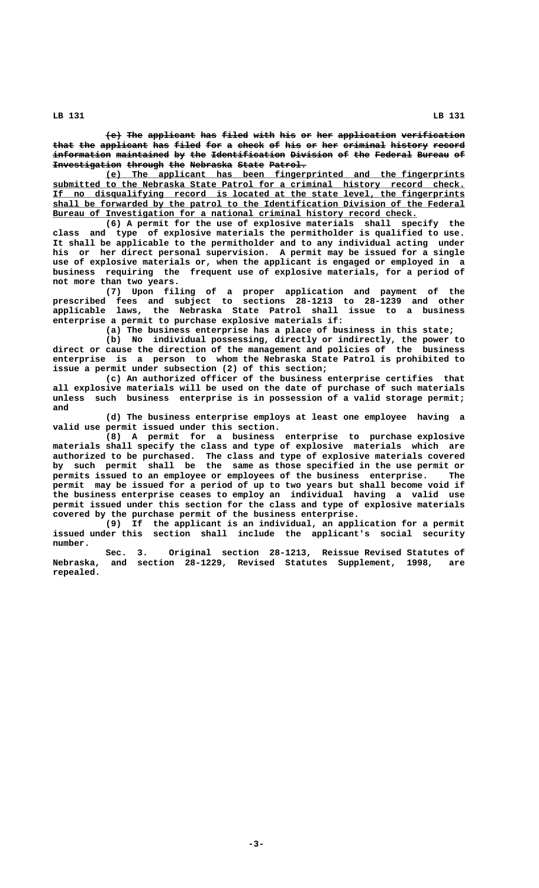~~(e) The applicant has filed with his or her application verification that the applicant has filed for a check of his or her criminal history record information maintained by the Identification Division of the Federal Bureau of Investigation through the Nebraska State Patrol.~~

(e) The applicant has been fingerprinted and the fingerprints submitted to the Nebraska State Patrol for a criminal history record check. If no disqualifying record is located at the state level, the fingerprints shall be forwarded by the patrol to the Identification Division of the Federal Bureau of Investigation for a national criminal history record check.

(6) A permit for the use of explosive materials shall specify the class and type of explosive materials the permitholder is qualified to use. It shall be applicable to the permitholder and to any individual acting under his or her direct personal supervision. A permit may be issued for a single use of explosive materials or, when the applicant is engaged or employed in a business requiring the frequent use of explosive materials, for a period of not more than two years.

(7) Upon filing of a proper application and payment of the prescribed fees and subject to sections 28-1213 to 28-1239 and other applicable laws, the Nebraska State Patrol shall issue to a business enterprise a permit to purchase explosive materials if:

(a) The business enterprise has a place of business in this state;

(b) No individual possessing, directly or indirectly, the power to direct or cause the direction of the management and policies of the business enterprise is a person to whom the Nebraska State Patrol is prohibited to issue a permit under subsection (2) of this section;

(c) An authorized officer of the business enterprise certifies that all explosive materials will be used on the date of purchase of such materials unless such business enterprise is in possession of a valid storage permit; and

(d) The business enterprise employs at least one employee having a valid use permit issued under this section.

(8) A permit for a business enterprise to purchase explosive materials shall specify the class and type of explosive materials which are authorized to be purchased. The class and type of explosive materials covered by such permit shall be the same as those specified in the use permit or permits issued to an employee or employees of the business enterprise. The permit may be issued for a period of up to two years but shall become void if the business enterprise ceases to employ an individual having a valid use permit issued under this section for the class and type of explosive materials covered by the purchase permit of the business enterprise.

(9) If the applicant is an individual, an application for a permit issued under this section shall include the applicant's social security number.

Sec. 3. Original section 28-1213, Reissue Revised Statutes of Nebraska, and section 28-1229, Revised Statutes Supplement, 1998, are repealed.